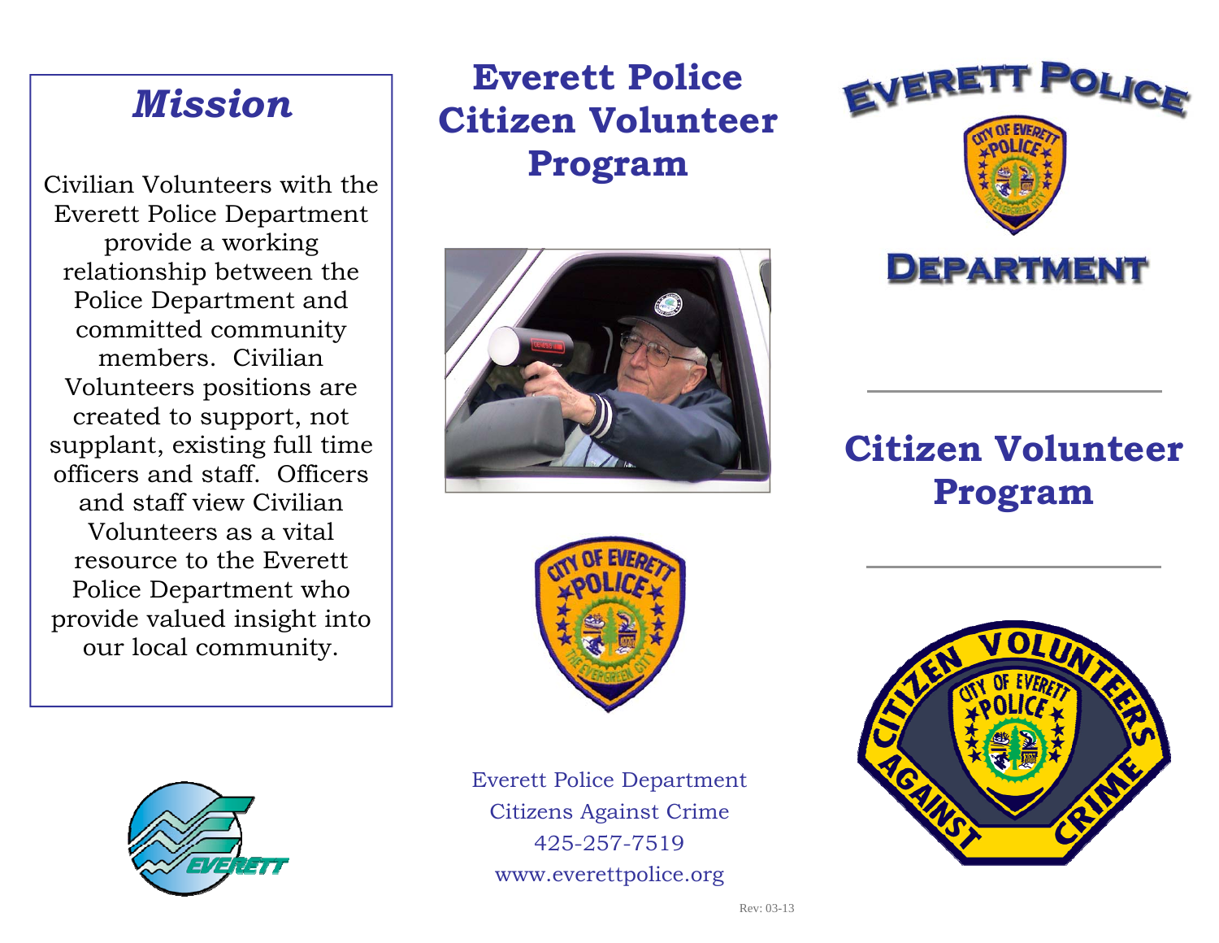## *Mission*

Civilian Volunteers with the Everett Police Department provide a working relationship between the Police Department and committed community members. Civilian Volunteers positions are created to support, not supplant, existing full time officers and staff. Officers and staff view Civilian Volunteers as a vital resource to the Everett Police Department who provide valued insight into our local community.

# Everett Police Citizen Volunteer Program

Everett Police Department
Citizens Against Crime
425-257-7519
www.everettpolice.org

Rev: 03-13

EVERETT POLICE DEPARTMENT

## Citizen Volunteer Program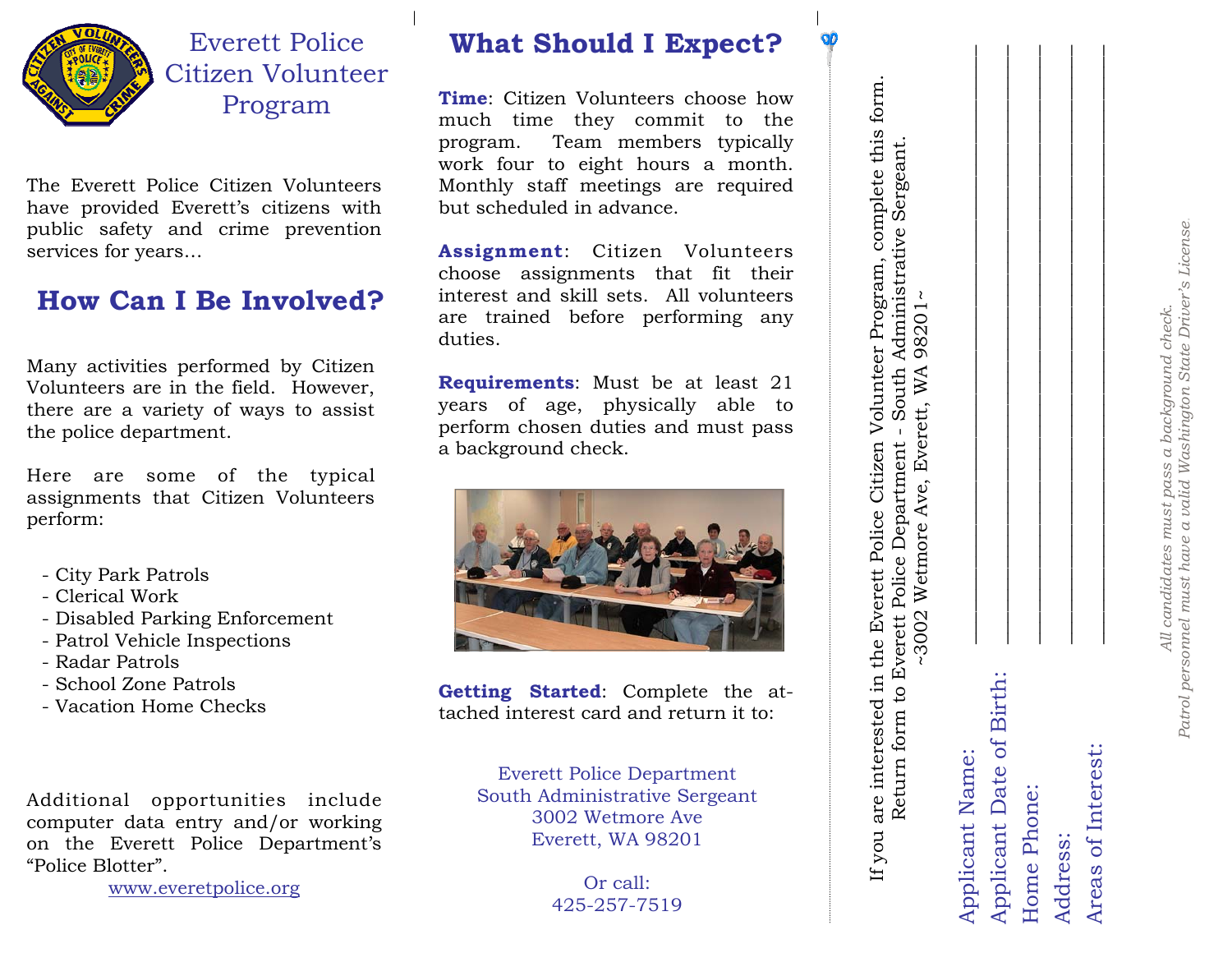# Everett Police Citizen Volunteer Program

The Everett Police Citizen Volunteers have provided Everett's citizens with public safety and crime prevention services for years…

## How Can I Be Involved?

Many activities performed by Citizen Volunteers are in the field. However, there are a variety of ways to assist the police department.

Here are some of the typical assignments that Citizen Volunteers perform:

- City Park Patrols
- Clerical Work
- Disabled Parking Enforcement
- Patrol Vehicle Inspections
- Radar Patrols
- School Zone Patrols
- Vacation Home Checks

Additional opportunities include computer data entry and/or working on the Everett Police Department's "Police Blotter".

www.everetpolice.org

## What Should I Expect?

**Time**: Citizen Volunteers choose how much time they commit to the program. Team members typically work four to eight hours a month. Monthly staff meetings are required but scheduled in advance.

**Assignment**: Citizen Volunteers choose assignments that fit their interest and skill sets. All volunteers are trained before performing any duties.

**Requirements**: Must be at least 21 years of age, physically able to perform chosen duties and must pass a background check.

**Getting Started**: Complete the attached interest card and return it to:

Everett Police Department
South Administrative Sergeant
3002 Wetmore Ave
Everett, WA 98201

Or call:
425-257-7519

---

If you are interested in the Everett Police Citizen Volunteer Program, complete this form.
Return form to Everett Police Department - South Administrative Sergeant.
~3002 Wetmore Ave, Everett, WA 98201~

Applicant Name: ______________________

Applicant Date of Birth: ______________________

Home Phone: ______________________

Address: ______________________

Areas of Interest: ______________________

*All candidates must pass a background check.*
*Patrol personnel must have a valid Washington State Driver's License.*